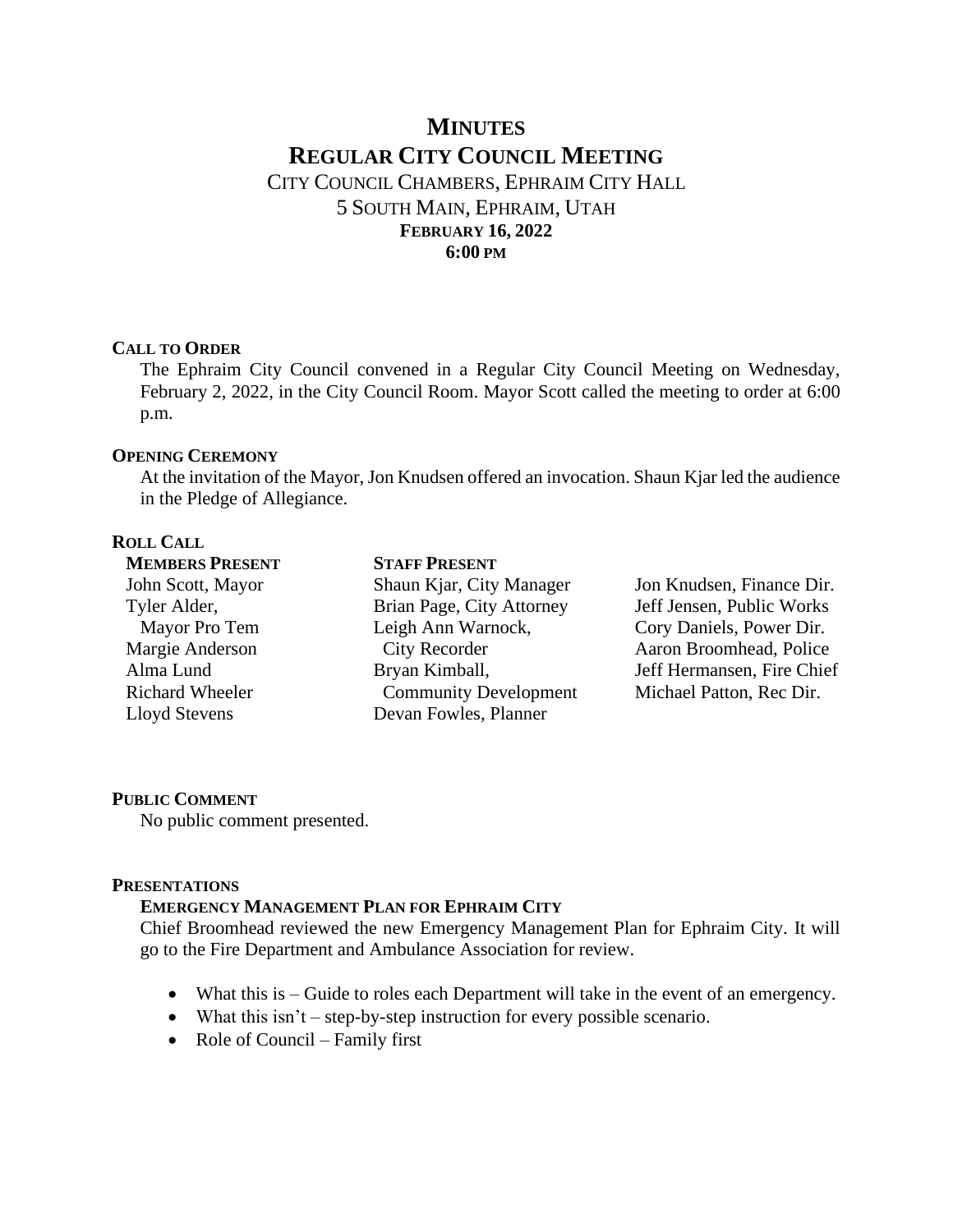# MINUTES
# REGULAR CITY COUNCIL MEETING

CITY COUNCIL CHAMBERS, EPHRAIM CITY HALL
5 SOUTH MAIN, EPHRAIM, UTAH
**FEBRUARY 16, 2022**
**6:00 PM**

### CALL TO ORDER

The Ephraim City Council convened in a Regular City Council Meeting on Wednesday, February 2, 2022, in the City Council Room. Mayor Scott called the meeting to order at 6:00 p.m.

### OPENING CEREMONY

At the invitation of the Mayor, Jon Knudsen offered an invocation. Shaun Kjar led the audience in the Pledge of Allegiance.

### ROLL CALL

| MEMBERS PRESENT | STAFF PRESENT | |
|---|---|---|
| John Scott, Mayor | Shaun Kjar, City Manager | Jon Knudsen, Finance Dir. |
| Tyler Alder, Mayor Pro Tem | Brian Page, City Attorney | Jeff Jensen, Public Works |
| Margie Anderson | Leigh Ann Warnock, City Recorder | Cory Daniels, Power Dir. |
| Alma Lund | Bryan Kimball, Community Development | Aaron Broomhead, Police |
| Richard Wheeler | Devan Fowles, Planner | Jeff Hermansen, Fire Chief |
| Lloyd Stevens | | Michael Patton, Rec Dir. |

### PUBLIC COMMENT

No public comment presented.

### PRESENTATIONS

#### EMERGENCY MANAGEMENT PLAN FOR EPHRAIM CITY

Chief Broomhead reviewed the new Emergency Management Plan for Ephraim City. It will go to the Fire Department and Ambulance Association for review.

- What this is – Guide to roles each Department will take in the event of an emergency.
- What this isn't – step-by-step instruction for every possible scenario.
- Role of Council – Family first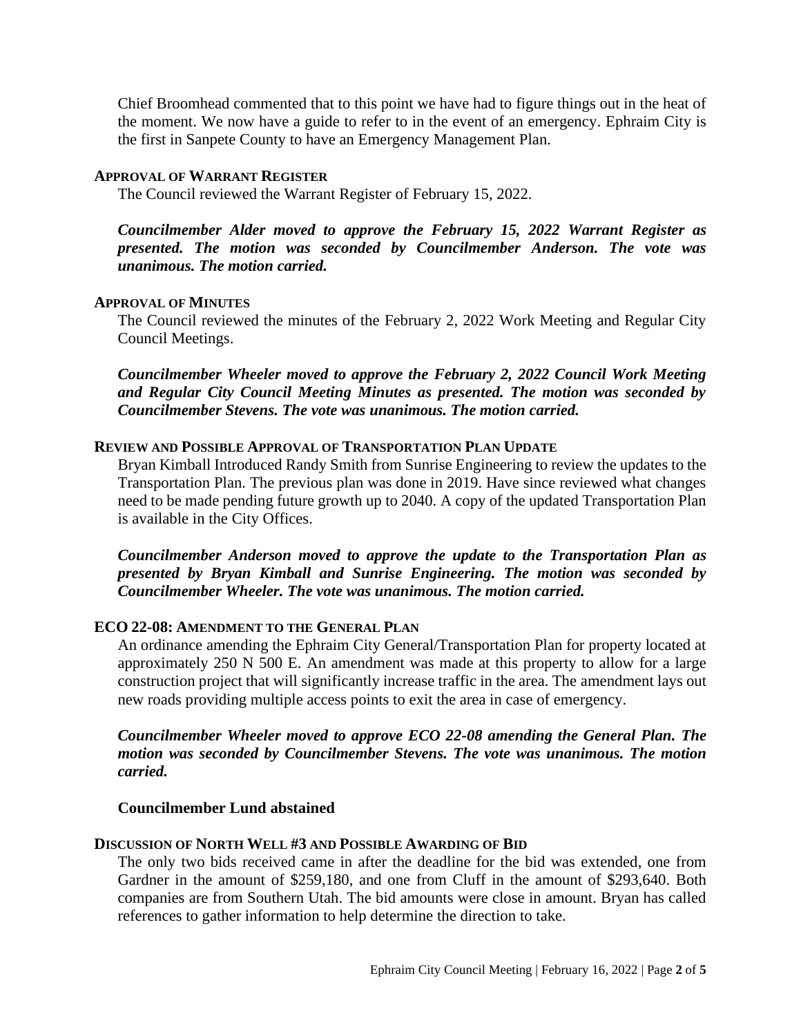Chief Broomhead commented that to this point we have had to figure things out in the heat of the moment. We now have a guide to refer to in the event of an emergency. Ephraim City is the first in Sanpete County to have an Emergency Management Plan.

### APPROVAL OF WARRANT REGISTER

The Council reviewed the Warrant Register of February 15, 2022.

***Councilmember Alder moved to approve the February 15, 2022 Warrant Register as presented. The motion was seconded by Councilmember Anderson. The vote was unanimous. The motion carried.***

### APPROVAL OF MINUTES

The Council reviewed the minutes of the February 2, 2022 Work Meeting and Regular City Council Meetings.

***Councilmember Wheeler moved to approve the February 2, 2022 Council Work Meeting and Regular City Council Meeting Minutes as presented. The motion was seconded by Councilmember Stevens. The vote was unanimous. The motion carried.***

### REVIEW AND POSSIBLE APPROVAL OF TRANSPORTATION PLAN UPDATE

Bryan Kimball Introduced Randy Smith from Sunrise Engineering to review the updates to the Transportation Plan. The previous plan was done in 2019. Have since reviewed what changes need to be made pending future growth up to 2040. A copy of the updated Transportation Plan is available in the City Offices.

***Councilmember Anderson moved to approve the update to the Transportation Plan as presented by Bryan Kimball and Sunrise Engineering. The motion was seconded by Councilmember Wheeler. The vote was unanimous. The motion carried.***

### ECO 22-08: AMENDMENT TO THE GENERAL PLAN

An ordinance amending the Ephraim City General/Transportation Plan for property located at approximately 250 N 500 E. An amendment was made at this property to allow for a large construction project that will significantly increase traffic in the area. The amendment lays out new roads providing multiple access points to exit the area in case of emergency.

***Councilmember Wheeler moved to approve ECO 22-08 amending the General Plan. The motion was seconded by Councilmember Stevens. The vote was unanimous. The motion carried.***

**Councilmember Lund abstained**

### DISCUSSION OF NORTH WELL #3 AND POSSIBLE AWARDING OF BID

The only two bids received came in after the deadline for the bid was extended, one from Gardner in the amount of $259,180, and one from Cluff in the amount of $293,640. Both companies are from Southern Utah. The bid amounts were close in amount. Bryan has called references to gather information to help determine the direction to take.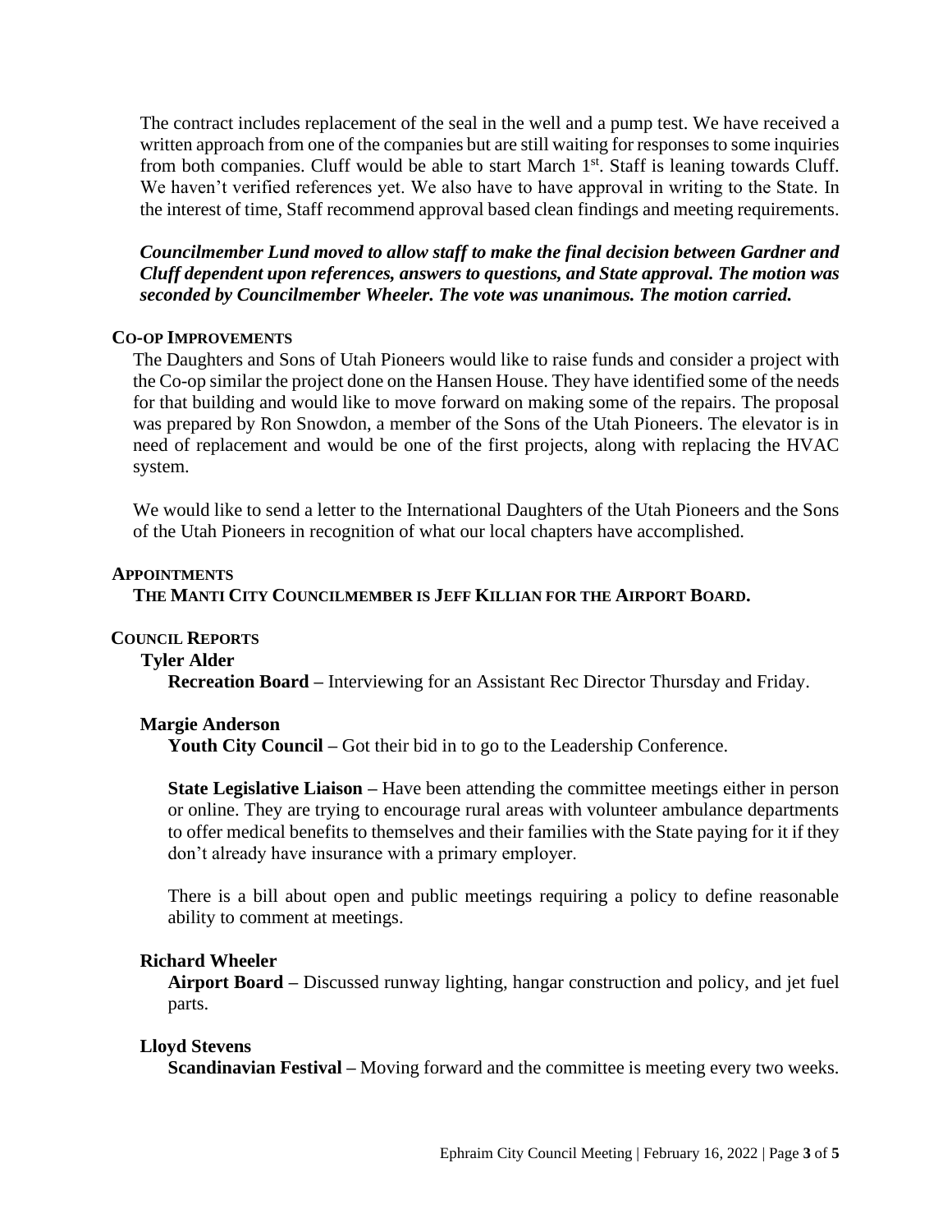The contract includes replacement of the seal in the well and a pump test. We have received a written approach from one of the companies but are still waiting for responses to some inquiries from both companies. Cluff would be able to start March 1st. Staff is leaning towards Cluff. We haven't verified references yet. We also have to have approval in writing to the State. In the interest of time, Staff recommend approval based clean findings and meeting requirements.

***Councilmember Lund moved to allow staff to make the final decision between Gardner and Cluff dependent upon references, answers to questions, and State approval. The motion was seconded by Councilmember Wheeler. The vote was unanimous. The motion carried.***

## CO-OP IMPROVEMENTS

The Daughters and Sons of Utah Pioneers would like to raise funds and consider a project with the Co-op similar the project done on the Hansen House. They have identified some of the needs for that building and would like to move forward on making some of the repairs. The proposal was prepared by Ron Snowdon, a member of the Sons of the Utah Pioneers. The elevator is in need of replacement and would be one of the first projects, along with replacing the HVAC system.

We would like to send a letter to the International Daughters of the Utah Pioneers and the Sons of the Utah Pioneers in recognition of what our local chapters have accomplished.

## APPOINTMENTS

**THE MANTI CITY COUNCILMEMBER IS JEFF KILLIAN FOR THE AIRPORT BOARD.**

## COUNCIL REPORTS

### Tyler Alder

**Recreation Board –** Interviewing for an Assistant Rec Director Thursday and Friday.

### Margie Anderson

**Youth City Council –** Got their bid in to go to the Leadership Conference.

**State Legislative Liaison –** Have been attending the committee meetings either in person or online. They are trying to encourage rural areas with volunteer ambulance departments to offer medical benefits to themselves and their families with the State paying for it if they don't already have insurance with a primary employer.

There is a bill about open and public meetings requiring a policy to define reasonable ability to comment at meetings.

### Richard Wheeler

**Airport Board –** Discussed runway lighting, hangar construction and policy, and jet fuel parts.

### Lloyd Stevens

**Scandinavian Festival –** Moving forward and the committee is meeting every two weeks.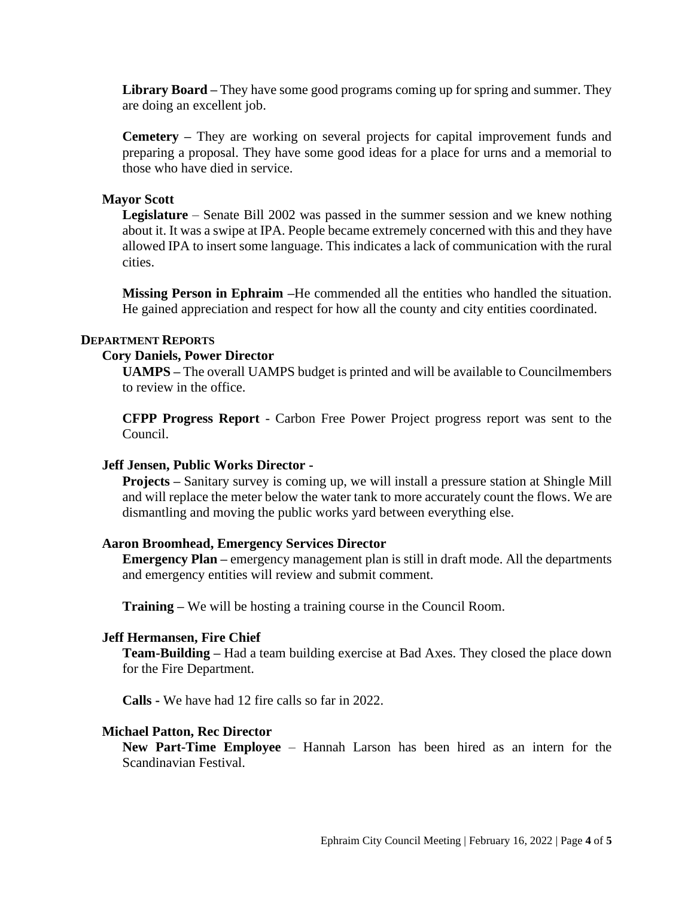**Library Board –** They have some good programs coming up for spring and summer. They are doing an excellent job.

**Cemetery –** They are working on several projects for capital improvement funds and preparing a proposal. They have some good ideas for a place for urns and a memorial to those who have died in service.

**Mayor Scott**

**Legislature** – Senate Bill 2002 was passed in the summer session and we knew nothing about it. It was a swipe at IPA. People became extremely concerned with this and they have allowed IPA to insert some language. This indicates a lack of communication with the rural cities.

**Missing Person in Ephraim –**He commended all the entities who handled the situation. He gained appreciation and respect for how all the county and city entities coordinated.

## DEPARTMENT REPORTS

**Cory Daniels, Power Director**

**UAMPS –** The overall UAMPS budget is printed and will be available to Councilmembers to review in the office.

**CFPP Progress Report** - Carbon Free Power Project progress report was sent to the Council.

**Jeff Jensen, Public Works Director -**

**Projects –** Sanitary survey is coming up, we will install a pressure station at Shingle Mill and will replace the meter below the water tank to more accurately count the flows. We are dismantling and moving the public works yard between everything else.

**Aaron Broomhead, Emergency Services Director**

**Emergency Plan –** emergency management plan is still in draft mode. All the departments and emergency entities will review and submit comment.

**Training –** We will be hosting a training course in the Council Room.

**Jeff Hermansen, Fire Chief**

**Team-Building –** Had a team building exercise at Bad Axes. They closed the place down for the Fire Department.

**Calls -** We have had 12 fire calls so far in 2022.

**Michael Patton, Rec Director**

**New Part-Time Employee** – Hannah Larson has been hired as an intern for the Scandinavian Festival.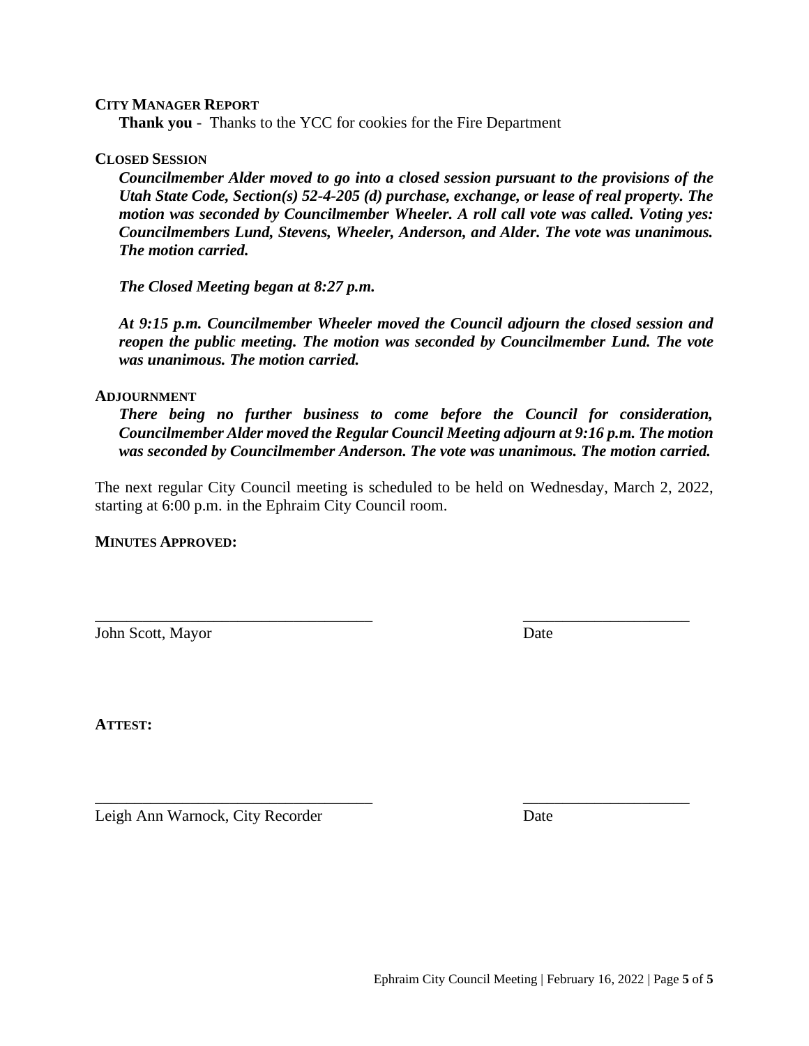**CITY MANAGER REPORT**

**Thank you** - Thanks to the YCC for cookies for the Fire Department

**CLOSED SESSION**

***Councilmember Alder moved to go into a closed session pursuant to the provisions of the Utah State Code, Section(s) 52-4-205 (d) purchase, exchange, or lease of real property. The motion was seconded by Councilmember Wheeler. A roll call vote was called. Voting yes: Councilmembers Lund, Stevens, Wheeler, Anderson, and Alder. The vote was unanimous. The motion carried.***

***The Closed Meeting began at 8:27 p.m.***

***At 9:15 p.m. Councilmember Wheeler moved the Council adjourn the closed session and reopen the public meeting. The motion was seconded by Councilmember Lund. The vote was unanimous. The motion carried.***

**ADJOURNMENT**

***There being no further business to come before the Council for consideration, Councilmember Alder moved the Regular Council Meeting adjourn at 9:16 p.m. The motion was seconded by Councilmember Anderson. The vote was unanimous. The motion carried.***

The next regular City Council meeting is scheduled to be held on Wednesday, March 2, 2022, starting at 6:00 p.m. in the Ephraim City Council room.

**MINUTES APPROVED:**

___________________________________ ____________________

John Scott, Mayor Date

**ATTEST:**

___________________________________ ____________________

Leigh Ann Warnock, City Recorder Date